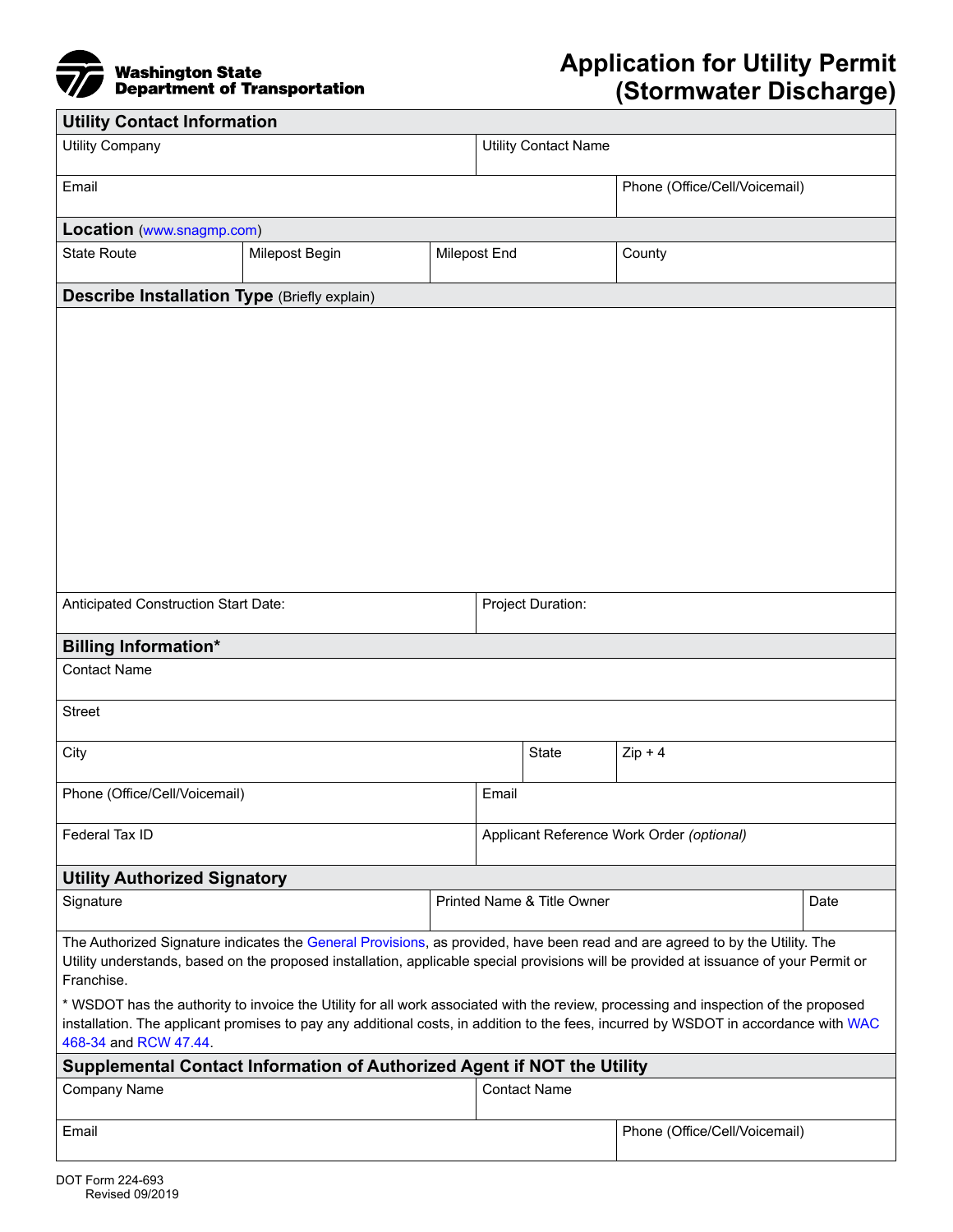Washington State Department of Transportation

# Application for Utility Permit (Stormwater Discharge)

## Utility Contact Information

| Utility Company | | Utility Contact Name |
|---|---|---|
| Email | | Phone (Office/Cell/Voicemail) |

## Location (www.snagmp.com)

| State Route | Milepost Begin | Milepost End | County |
|---|---|---|---|
| | | | |

## Describe Installation Type (Briefly explain)

| Anticipated Construction Start Date: | Project Duration: |
|---|---|
| | |

## Billing Information*

| Contact Name | | |
|---|---|---|
| Street | | |
| City | State | Zip + 4 |
| Phone (Office/Cell/Voicemail) | Email | |
| Federal Tax ID | Applicant Reference Work Order *(optional)* | |

## Utility Authorized Signatory

| Signature | Printed Name & Title Owner | Date |
|---|---|---|
| | | |

The Authorized Signature indicates the General Provisions, as provided, have been read and are agreed to by the Utility. The Utility understands, based on the proposed installation, applicable special provisions will be provided at issuance of your Permit or Franchise.

* WSDOT has the authority to invoice the Utility for all work associated with the review, processing and inspection of the proposed installation. The applicant promises to pay any additional costs, in addition to the fees, incurred by WSDOT in accordance with WAC 468-34 and RCW 47.44.

## Supplemental Contact Information of Authorized Agent if NOT the Utility

| Company Name | Contact Name |
|---|---|
| Email | Phone (Office/Cell/Voicemail) |

DOT Form 224-693
Revised 09/2019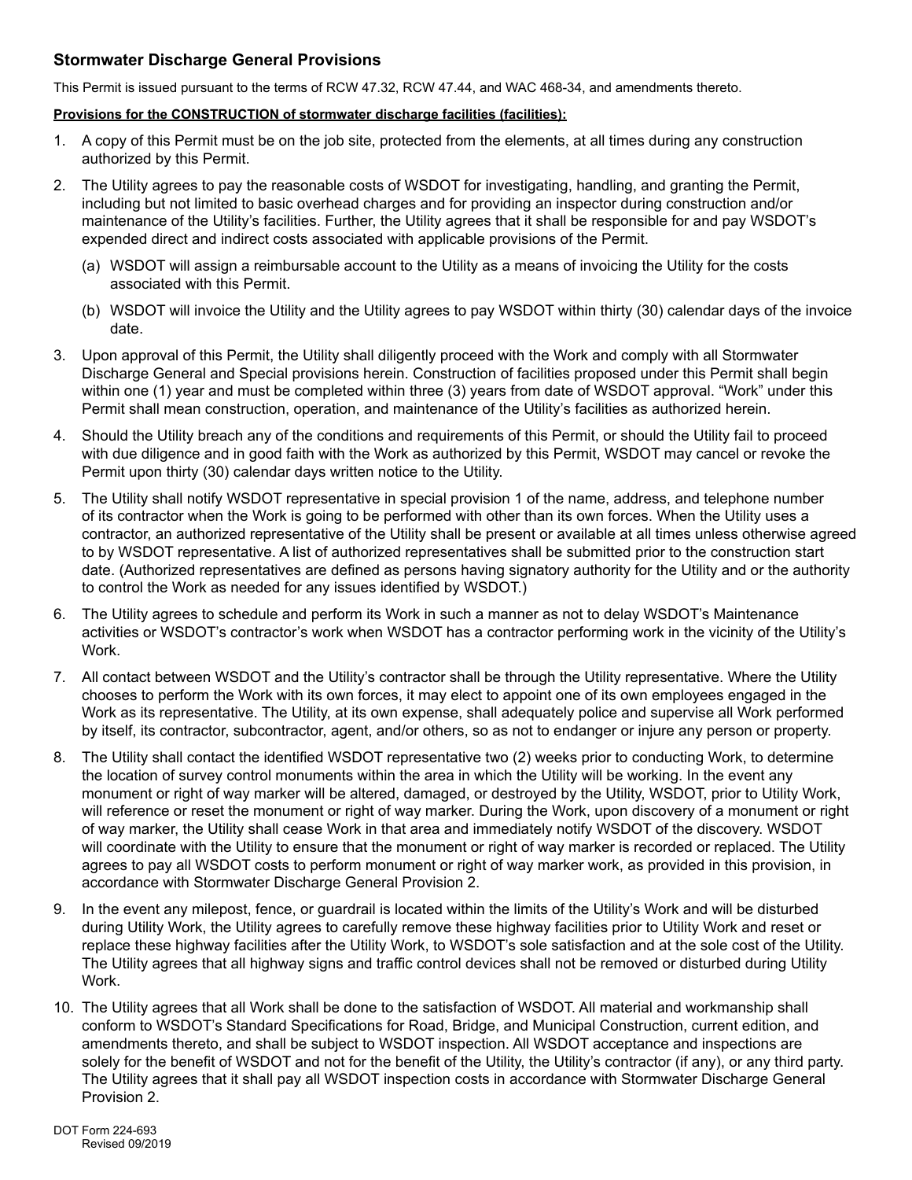## Stormwater Discharge General Provisions

This Permit is issued pursuant to the terms of RCW 47.32, RCW 47.44, and WAC 468-34, and amendments thereto.

**Provisions for the CONSTRUCTION of stormwater discharge facilities (facilities):**

1. A copy of this Permit must be on the job site, protected from the elements, at all times during any construction authorized by this Permit.

2. The Utility agrees to pay the reasonable costs of WSDOT for investigating, handling, and granting the Permit, including but not limited to basic overhead charges and for providing an inspector during construction and/or maintenance of the Utility's facilities. Further, the Utility agrees that it shall be responsible for and pay WSDOT's expended direct and indirect costs associated with applicable provisions of the Permit.

   (a) WSDOT will assign a reimbursable account to the Utility as a means of invoicing the Utility for the costs associated with this Permit.

   (b) WSDOT will invoice the Utility and the Utility agrees to pay WSDOT within thirty (30) calendar days of the invoice date.

3. Upon approval of this Permit, the Utility shall diligently proceed with the Work and comply with all Stormwater Discharge General and Special provisions herein. Construction of facilities proposed under this Permit shall begin within one (1) year and must be completed within three (3) years from date of WSDOT approval. "Work" under this Permit shall mean construction, operation, and maintenance of the Utility's facilities as authorized herein.

4. Should the Utility breach any of the conditions and requirements of this Permit, or should the Utility fail to proceed with due diligence and in good faith with the Work as authorized by this Permit, WSDOT may cancel or revoke the Permit upon thirty (30) calendar days written notice to the Utility.

5. The Utility shall notify WSDOT representative in special provision 1 of the name, address, and telephone number of its contractor when the Work is going to be performed with other than its own forces. When the Utility uses a contractor, an authorized representative of the Utility shall be present or available at all times unless otherwise agreed to by WSDOT representative. A list of authorized representatives shall be submitted prior to the construction start date. (Authorized representatives are defined as persons having signatory authority for the Utility and or the authority to control the Work as needed for any issues identified by WSDOT.)

6. The Utility agrees to schedule and perform its Work in such a manner as not to delay WSDOT's Maintenance activities or WSDOT's contractor's work when WSDOT has a contractor performing work in the vicinity of the Utility's Work.

7. All contact between WSDOT and the Utility's contractor shall be through the Utility representative. Where the Utility chooses to perform the Work with its own forces, it may elect to appoint one of its own employees engaged in the Work as its representative. The Utility, at its own expense, shall adequately police and supervise all Work performed by itself, its contractor, subcontractor, agent, and/or others, so as not to endanger or injure any person or property.

8. The Utility shall contact the identified WSDOT representative two (2) weeks prior to conducting Work, to determine the location of survey control monuments within the area in which the Utility will be working. In the event any monument or right of way marker will be altered, damaged, or destroyed by the Utility, WSDOT, prior to Utility Work, will reference or reset the monument or right of way marker. During the Work, upon discovery of a monument or right of way marker, the Utility shall cease Work in that area and immediately notify WSDOT of the discovery. WSDOT will coordinate with the Utility to ensure that the monument or right of way marker is recorded or replaced. The Utility agrees to pay all WSDOT costs to perform monument or right of way marker work, as provided in this provision, in accordance with Stormwater Discharge General Provision 2.

9. In the event any milepost, fence, or guardrail is located within the limits of the Utility's Work and will be disturbed during Utility Work, the Utility agrees to carefully remove these highway facilities prior to Utility Work and reset or replace these highway facilities after the Utility Work, to WSDOT's sole satisfaction and at the sole cost of the Utility. The Utility agrees that all highway signs and traffic control devices shall not be removed or disturbed during Utility Work.

10. The Utility agrees that all Work shall be done to the satisfaction of WSDOT. All material and workmanship shall conform to WSDOT's Standard Specifications for Road, Bridge, and Municipal Construction, current edition, and amendments thereto, and shall be subject to WSDOT inspection. All WSDOT acceptance and inspections are solely for the benefit of WSDOT and not for the benefit of the Utility, the Utility's contractor (if any), or any third party. The Utility agrees that it shall pay all WSDOT inspection costs in accordance with Stormwater Discharge General Provision 2.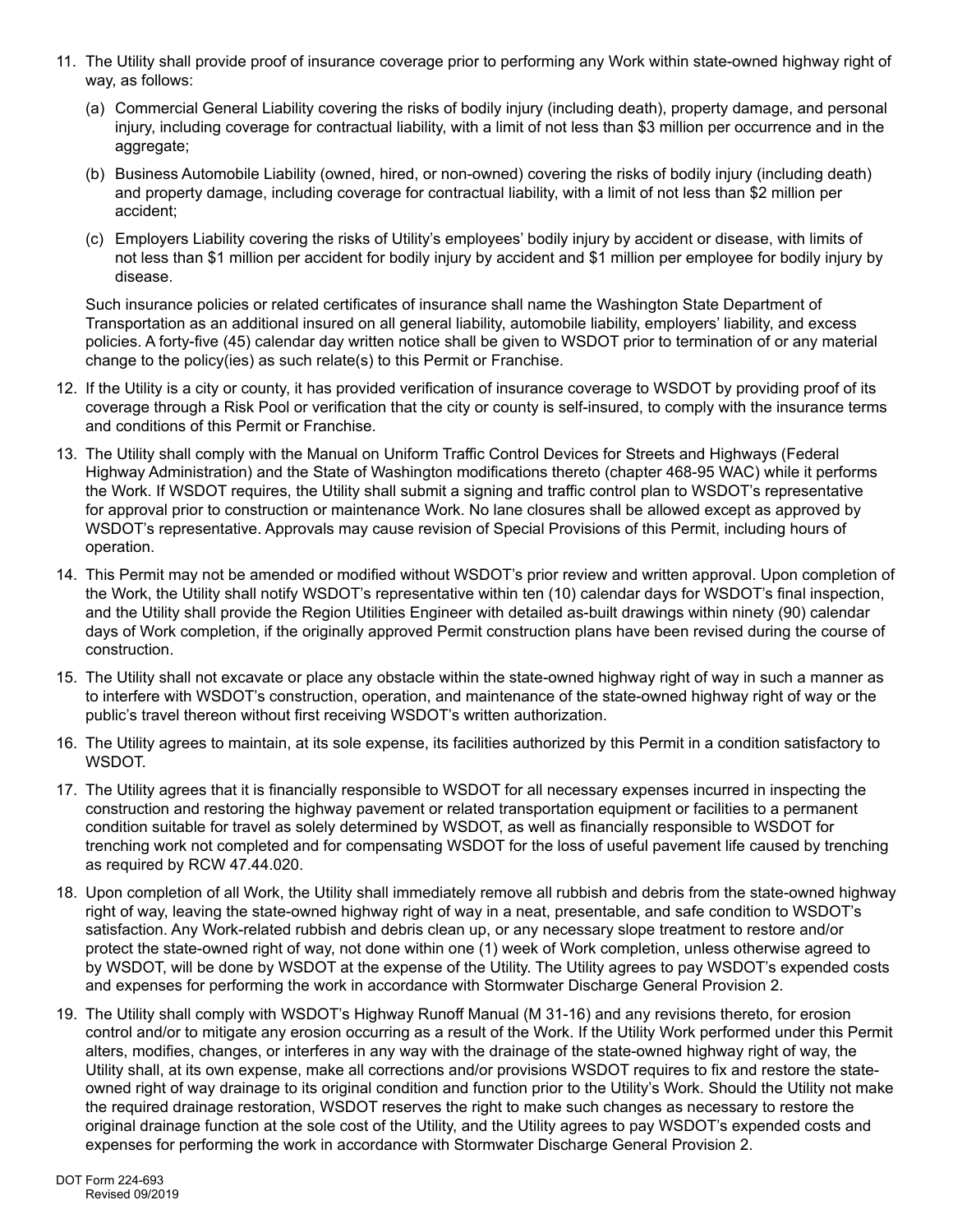11. The Utility shall provide proof of insurance coverage prior to performing any Work within state-owned highway right of way, as follows:

    (a) Commercial General Liability covering the risks of bodily injury (including death), property damage, and personal injury, including coverage for contractual liability, with a limit of not less than $3 million per occurrence and in the aggregate;

    (b) Business Automobile Liability (owned, hired, or non-owned) covering the risks of bodily injury (including death) and property damage, including coverage for contractual liability, with a limit of not less than $2 million per accident;

    (c) Employers Liability covering the risks of Utility's employees' bodily injury by accident or disease, with limits of not less than $1 million per accident for bodily injury by accident and $1 million per employee for bodily injury by disease.

    Such insurance policies or related certificates of insurance shall name the Washington State Department of Transportation as an additional insured on all general liability, automobile liability, employers' liability, and excess policies. A forty-five (45) calendar day written notice shall be given to WSDOT prior to termination of or any material change to the policy(ies) as such relate(s) to this Permit or Franchise.

12. If the Utility is a city or county, it has provided verification of insurance coverage to WSDOT by providing proof of its coverage through a Risk Pool or verification that the city or county is self-insured, to comply with the insurance terms and conditions of this Permit or Franchise.

13. The Utility shall comply with the Manual on Uniform Traffic Control Devices for Streets and Highways (Federal Highway Administration) and the State of Washington modifications thereto (chapter 468-95 WAC) while it performs the Work. If WSDOT requires, the Utility shall submit a signing and traffic control plan to WSDOT's representative for approval prior to construction or maintenance Work. No lane closures shall be allowed except as approved by WSDOT's representative. Approvals may cause revision of Special Provisions of this Permit, including hours of operation.

14. This Permit may not be amended or modified without WSDOT's prior review and written approval. Upon completion of the Work, the Utility shall notify WSDOT's representative within ten (10) calendar days for WSDOT's final inspection, and the Utility shall provide the Region Utilities Engineer with detailed as-built drawings within ninety (90) calendar days of Work completion, if the originally approved Permit construction plans have been revised during the course of construction.

15. The Utility shall not excavate or place any obstacle within the state-owned highway right of way in such a manner as to interfere with WSDOT's construction, operation, and maintenance of the state-owned highway right of way or the public's travel thereon without first receiving WSDOT's written authorization.

16. The Utility agrees to maintain, at its sole expense, its facilities authorized by this Permit in a condition satisfactory to WSDOT.

17. The Utility agrees that it is financially responsible to WSDOT for all necessary expenses incurred in inspecting the construction and restoring the highway pavement or related transportation equipment or facilities to a permanent condition suitable for travel as solely determined by WSDOT, as well as financially responsible to WSDOT for trenching work not completed and for compensating WSDOT for the loss of useful pavement life caused by trenching as required by RCW 47.44.020.

18. Upon completion of all Work, the Utility shall immediately remove all rubbish and debris from the state-owned highway right of way, leaving the state-owned highway right of way in a neat, presentable, and safe condition to WSDOT's satisfaction. Any Work-related rubbish and debris clean up, or any necessary slope treatment to restore and/or protect the state-owned right of way, not done within one (1) week of Work completion, unless otherwise agreed to by WSDOT, will be done by WSDOT at the expense of the Utility. The Utility agrees to pay WSDOT's expended costs and expenses for performing the work in accordance with Stormwater Discharge General Provision 2.

19. The Utility shall comply with WSDOT's Highway Runoff Manual (M 31-16) and any revisions thereto, for erosion control and/or to mitigate any erosion occurring as a result of the Work. If the Utility Work performed under this Permit alters, modifies, changes, or interferes in any way with the drainage of the state-owned highway right of way, the Utility shall, at its own expense, make all corrections and/or provisions WSDOT requires to fix and restore the state-owned right of way drainage to its original condition and function prior to the Utility's Work. Should the Utility not make the required drainage restoration, WSDOT reserves the right to make such changes as necessary to restore the original drainage function at the sole cost of the Utility, and the Utility agrees to pay WSDOT's expended costs and expenses for performing the work in accordance with Stormwater Discharge General Provision 2.

DOT Form 224-693
Revised 09/2019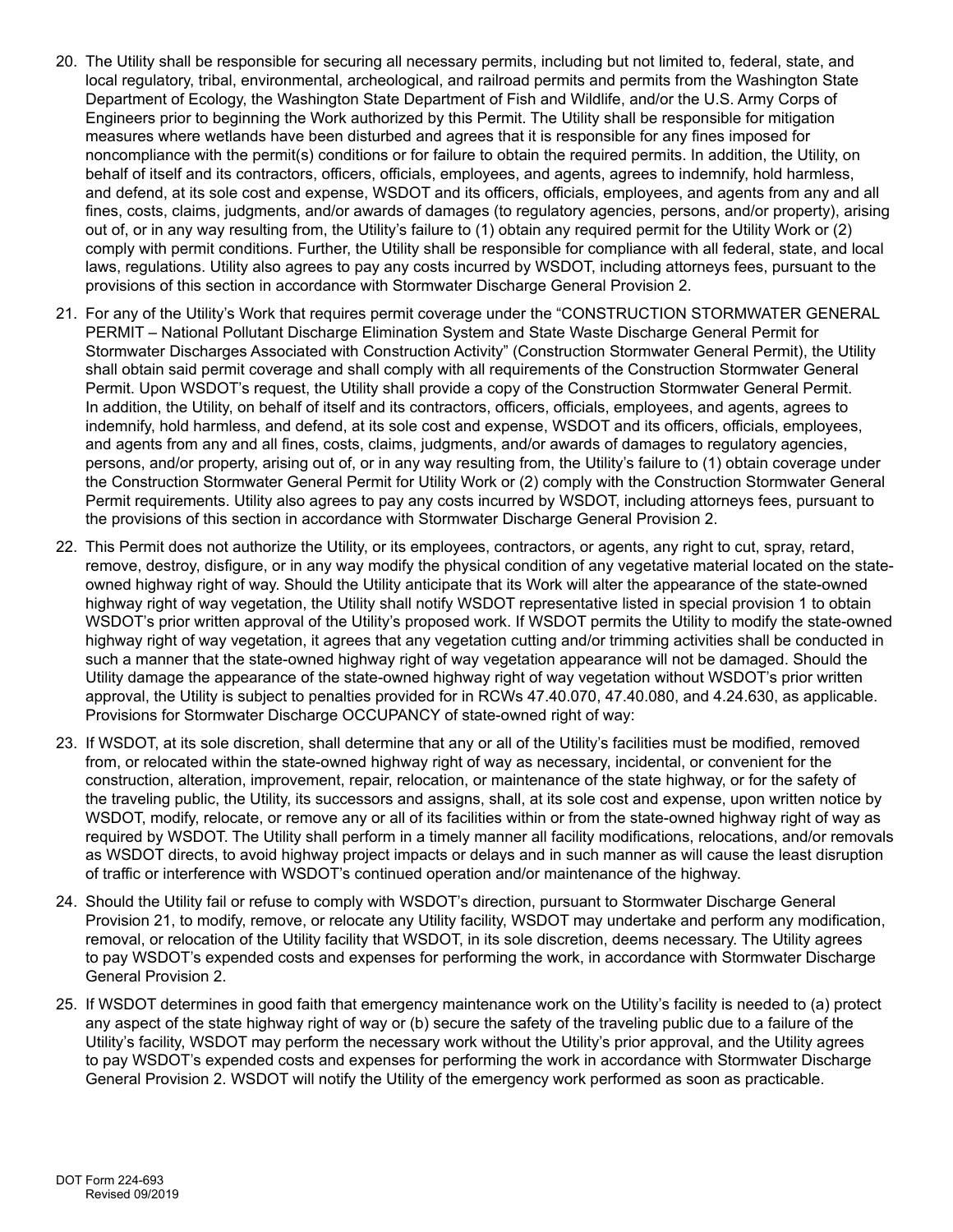20. The Utility shall be responsible for securing all necessary permits, including but not limited to, federal, state, and local regulatory, tribal, environmental, archeological, and railroad permits and permits from the Washington State Department of Ecology, the Washington State Department of Fish and Wildlife, and/or the U.S. Army Corps of Engineers prior to beginning the Work authorized by this Permit. The Utility shall be responsible for mitigation measures where wetlands have been disturbed and agrees that it is responsible for any fines imposed for noncompliance with the permit(s) conditions or for failure to obtain the required permits. In addition, the Utility, on behalf of itself and its contractors, officers, officials, employees, and agents, agrees to indemnify, hold harmless, and defend, at its sole cost and expense, WSDOT and its officers, officials, employees, and agents from any and all fines, costs, claims, judgments, and/or awards of damages (to regulatory agencies, persons, and/or property), arising out of, or in any way resulting from, the Utility's failure to (1) obtain any required permit for the Utility Work or (2) comply with permit conditions. Further, the Utility shall be responsible for compliance with all federal, state, and local laws, regulations. Utility also agrees to pay any costs incurred by WSDOT, including attorneys fees, pursuant to the provisions of this section in accordance with Stormwater Discharge General Provision 2.

21. For any of the Utility's Work that requires permit coverage under the "CONSTRUCTION STORMWATER GENERAL PERMIT – National Pollutant Discharge Elimination System and State Waste Discharge General Permit for Stormwater Discharges Associated with Construction Activity" (Construction Stormwater General Permit), the Utility shall obtain said permit coverage and shall comply with all requirements of the Construction Stormwater General Permit. Upon WSDOT's request, the Utility shall provide a copy of the Construction Stormwater General Permit. In addition, the Utility, on behalf of itself and its contractors, officers, officials, employees, and agents, agrees to indemnify, hold harmless, and defend, at its sole cost and expense, WSDOT and its officers, officials, employees, and agents from any and all fines, costs, claims, judgments, and/or awards of damages to regulatory agencies, persons, and/or property, arising out of, or in any way resulting from, the Utility's failure to (1) obtain coverage under the Construction Stormwater General Permit for Utility Work or (2) comply with the Construction Stormwater General Permit requirements. Utility also agrees to pay any costs incurred by WSDOT, including attorneys fees, pursuant to the provisions of this section in accordance with Stormwater Discharge General Provision 2.

22. This Permit does not authorize the Utility, or its employees, contractors, or agents, any right to cut, spray, retard, remove, destroy, disfigure, or in any way modify the physical condition of any vegetative material located on the state-owned highway right of way. Should the Utility anticipate that its Work will alter the appearance of the state-owned highway right of way vegetation, the Utility shall notify WSDOT representative listed in special provision 1 to obtain WSDOT's prior written approval of the Utility's proposed work. If WSDOT permits the Utility to modify the state-owned highway right of way vegetation, it agrees that any vegetation cutting and/or trimming activities shall be conducted in such a manner that the state-owned highway right of way vegetation appearance will not be damaged. Should the Utility damage the appearance of the state-owned highway right of way vegetation without WSDOT's prior written approval, the Utility is subject to penalties provided for in RCWs 47.40.070, 47.40.080, and 4.24.630, as applicable.

Provisions for Stormwater Discharge OCCUPANCY of state-owned right of way:

23. If WSDOT, at its sole discretion, shall determine that any or all of the Utility's facilities must be modified, removed from, or relocated within the state-owned highway right of way as necessary, incidental, or convenient for the construction, alteration, improvement, repair, relocation, or maintenance of the state highway, or for the safety of the traveling public, the Utility, its successors and assigns, shall, at its sole cost and expense, upon written notice by WSDOT, modify, relocate, or remove any or all of its facilities within or from the state-owned highway right of way as required by WSDOT. The Utility shall perform in a timely manner all facility modifications, relocations, and/or removals as WSDOT directs, to avoid highway project impacts or delays and in such manner as will cause the least disruption of traffic or interference with WSDOT's continued operation and/or maintenance of the highway.

24. Should the Utility fail or refuse to comply with WSDOT's direction, pursuant to Stormwater Discharge General Provision 21, to modify, remove, or relocate any Utility facility, WSDOT may undertake and perform any modification, removal, or relocation of the Utility facility that WSDOT, in its sole discretion, deems necessary. The Utility agrees to pay WSDOT's expended costs and expenses for performing the work, in accordance with Stormwater Discharge General Provision 2.

25. If WSDOT determines in good faith that emergency maintenance work on the Utility's facility is needed to (a) protect any aspect of the state highway right of way or (b) secure the safety of the traveling public due to a failure of the Utility's facility, WSDOT may perform the necessary work without the Utility's prior approval, and the Utility agrees to pay WSDOT's expended costs and expenses for performing the work in accordance with Stormwater Discharge General Provision 2. WSDOT will notify the Utility of the emergency work performed as soon as practicable.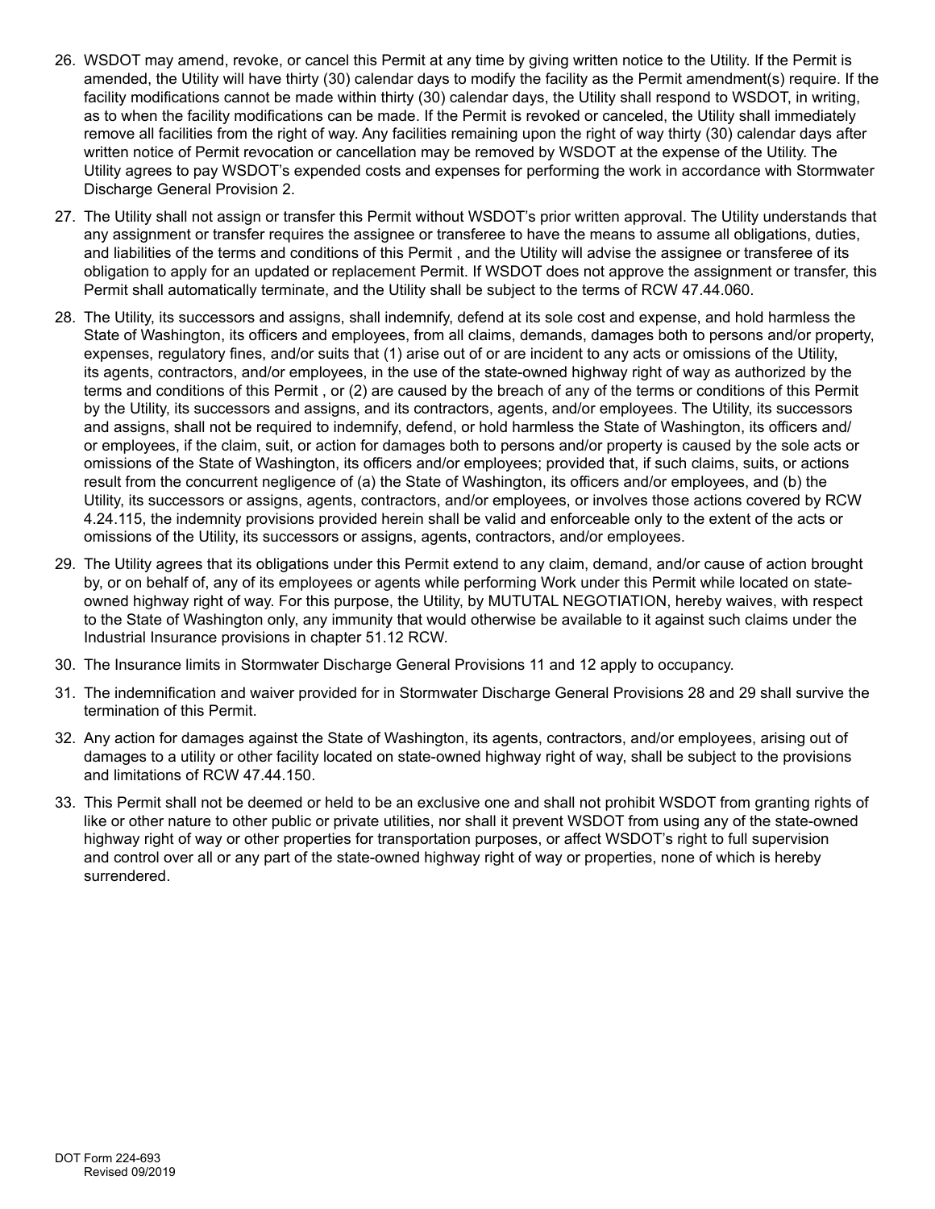26. WSDOT may amend, revoke, or cancel this Permit at any time by giving written notice to the Utility. If the Permit is amended, the Utility will have thirty (30) calendar days to modify the facility as the Permit amendment(s) require. If the facility modifications cannot be made within thirty (30) calendar days, the Utility shall respond to WSDOT, in writing, as to when the facility modifications can be made. If the Permit is revoked or canceled, the Utility shall immediately remove all facilities from the right of way. Any facilities remaining upon the right of way thirty (30) calendar days after written notice of Permit revocation or cancellation may be removed by WSDOT at the expense of the Utility. The Utility agrees to pay WSDOT's expended costs and expenses for performing the work in accordance with Stormwater Discharge General Provision 2.

27. The Utility shall not assign or transfer this Permit without WSDOT's prior written approval. The Utility understands that any assignment or transfer requires the assignee or transferee to have the means to assume all obligations, duties, and liabilities of the terms and conditions of this Permit , and the Utility will advise the assignee or transferee of its obligation to apply for an updated or replacement Permit. If WSDOT does not approve the assignment or transfer, this Permit shall automatically terminate, and the Utility shall be subject to the terms of RCW 47.44.060.

28. The Utility, its successors and assigns, shall indemnify, defend at its sole cost and expense, and hold harmless the State of Washington, its officers and employees, from all claims, demands, damages both to persons and/or property, expenses, regulatory fines, and/or suits that (1) arise out of or are incident to any acts or omissions of the Utility, its agents, contractors, and/or employees, in the use of the state-owned highway right of way as authorized by the terms and conditions of this Permit , or (2) are caused by the breach of any of the terms or conditions of this Permit by the Utility, its successors and assigns, and its contractors, agents, and/or employees. The Utility, its successors and assigns, shall not be required to indemnify, defend, or hold harmless the State of Washington, its officers and/or employees, if the claim, suit, or action for damages both to persons and/or property is caused by the sole acts or omissions of the State of Washington, its officers and/or employees; provided that, if such claims, suits, or actions result from the concurrent negligence of (a) the State of Washington, its officers and/or employees, and (b) the Utility, its successors or assigns, agents, contractors, and/or employees, or involves those actions covered by RCW 4.24.115, the indemnity provisions provided herein shall be valid and enforceable only to the extent of the acts or omissions of the Utility, its successors or assigns, agents, contractors, and/or employees.

29. The Utility agrees that its obligations under this Permit extend to any claim, demand, and/or cause of action brought by, or on behalf of, any of its employees or agents while performing Work under this Permit while located on state-owned highway right of way. For this purpose, the Utility, by MUTUTAL NEGOTIATION, hereby waives, with respect to the State of Washington only, any immunity that would otherwise be available to it against such claims under the Industrial Insurance provisions in chapter 51.12 RCW.

30. The Insurance limits in Stormwater Discharge General Provisions 11 and 12 apply to occupancy.

31. The indemnification and waiver provided for in Stormwater Discharge General Provisions 28 and 29 shall survive the termination of this Permit.

32. Any action for damages against the State of Washington, its agents, contractors, and/or employees, arising out of damages to a utility or other facility located on state-owned highway right of way, shall be subject to the provisions and limitations of RCW 47.44.150.

33. This Permit shall not be deemed or held to be an exclusive one and shall not prohibit WSDOT from granting rights of like or other nature to other public or private utilities, nor shall it prevent WSDOT from using any of the state-owned highway right of way or other properties for transportation purposes, or affect WSDOT's right to full supervision and control over all or any part of the state-owned highway right of way or properties, none of which is hereby surrendered.

DOT Form 224-693
Revised 09/2019